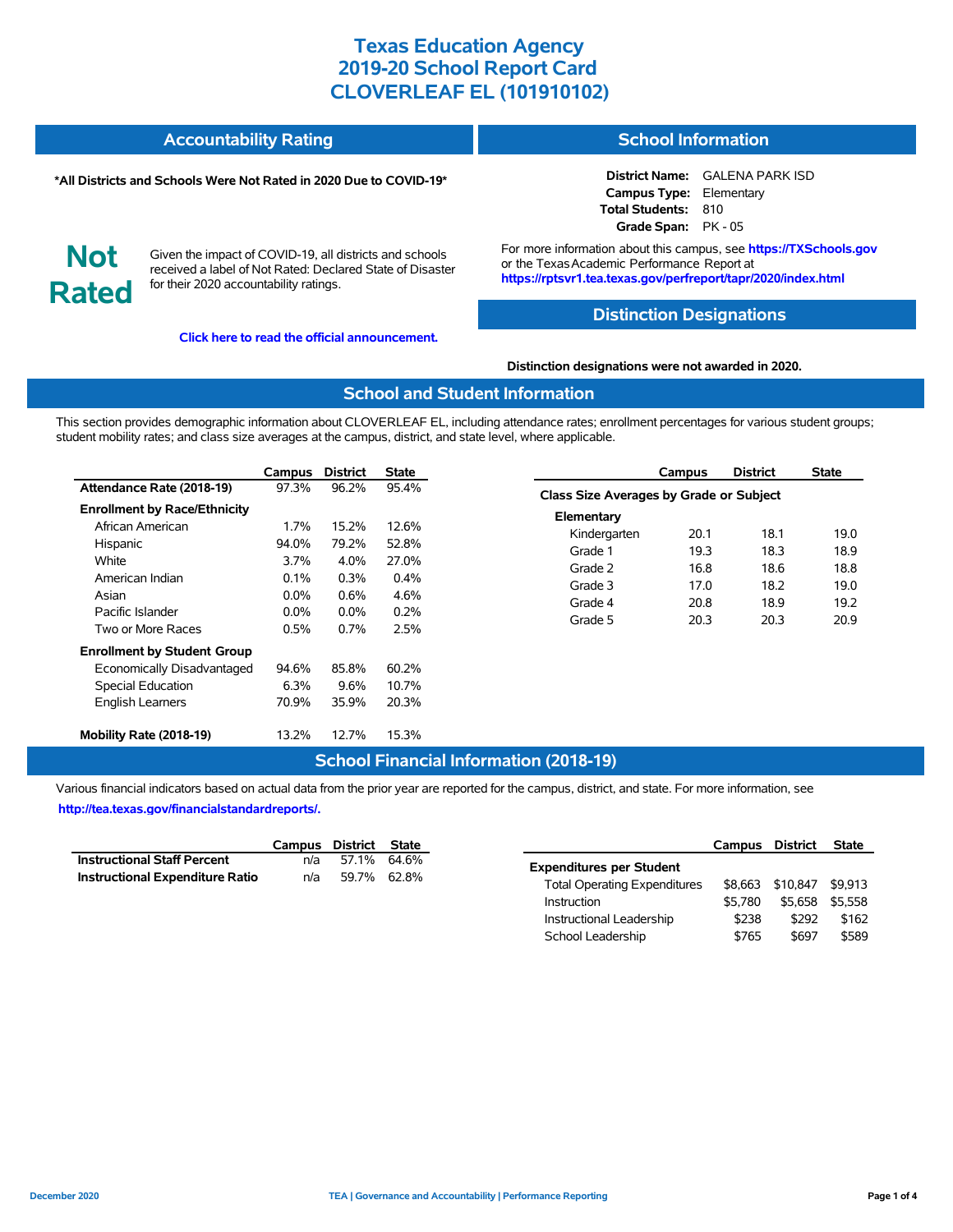# Texas Education Agency
# 2019-20 School Report Card
# CLOVERLEAF EL (101910102)

## Accountability Rating

**\*All Districts and Schools Were Not Rated in 2020 Due to COVID-19\***

**Not Rated**

Given the impact of COVID-19, all districts and schools received a label of Not Rated: Declared State of Disaster for their 2020 accountability ratings.

**Click here to read the official announcement.**

## School Information

**District Name:** GALENA PARK ISD
**Campus Type:** Elementary
**Total Students:** 810
**Grade Span:** PK - 05

For more information about this campus, see **https://TXSchools.gov** or the Texas Academic Performance Report at **https://rptsvr1.tea.texas.gov/perfreport/tapr/2020/index.html**

## Distinction Designations

**Distinction designations were not awarded in 2020.**

## School and Student Information

This section provides demographic information about CLOVERLEAF EL, including attendance rates; enrollment percentages for various student groups; student mobility rates; and class size averages at the campus, district, and state level, where applicable.

| | Campus | District | State |
|---|---|---|---|
| **Attendance Rate (2018-19)** | 97.3% | 96.2% | 95.4% |
| **Enrollment by Race/Ethnicity** | | | |
| African American | 1.7% | 15.2% | 12.6% |
| Hispanic | 94.0% | 79.2% | 52.8% |
| White | 3.7% | 4.0% | 27.0% |
| American Indian | 0.1% | 0.3% | 0.4% |
| Asian | 0.0% | 0.6% | 4.6% |
| Pacific Islander | 0.0% | 0.0% | 0.2% |
| Two or More Races | 0.5% | 0.7% | 2.5% |
| **Enrollment by Student Group** | | | |
| Economically Disadvantaged | 94.6% | 85.8% | 60.2% |
| Special Education | 6.3% | 9.6% | 10.7% |
| English Learners | 70.9% | 35.9% | 20.3% |
| **Mobility Rate (2018-19)** | 13.2% | 12.7% | 15.3% |

| | Campus | District | State |
|---|---|---|---|
| **Class Size Averages by Grade or Subject** | | | |
| **Elementary** | | | |
| Kindergarten | 20.1 | 18.1 | 19.0 |
| Grade 1 | 19.3 | 18.3 | 18.9 |
| Grade 2 | 16.8 | 18.6 | 18.8 |
| Grade 3 | 17.0 | 18.2 | 19.0 |
| Grade 4 | 20.8 | 18.9 | 19.2 |
| Grade 5 | 20.3 | 20.3 | 20.9 |

## School Financial Information (2018-19)

Various financial indicators based on actual data from the prior year are reported for the campus, district, and state. For more information, see **http://tea.texas.gov/financialstandardreports/.**

| | Campus | District | State |
|---|---|---|---|
| **Instructional Staff Percent** | n/a | 57.1% | 64.6% |
| **Instructional Expenditure Ratio** | n/a | 59.7% | 62.8% |

| | Campus | District | State |
|---|---|---|---|
| **Expenditures per Student** | | | |
| Total Operating Expenditures | $8,663 | $10,847 | $9,913 |
| Instruction | $5,780 | $5,658 | $5,558 |
| Instructional Leadership | $238 | $292 | $162 |
| School Leadership | $765 | $697 | $589 |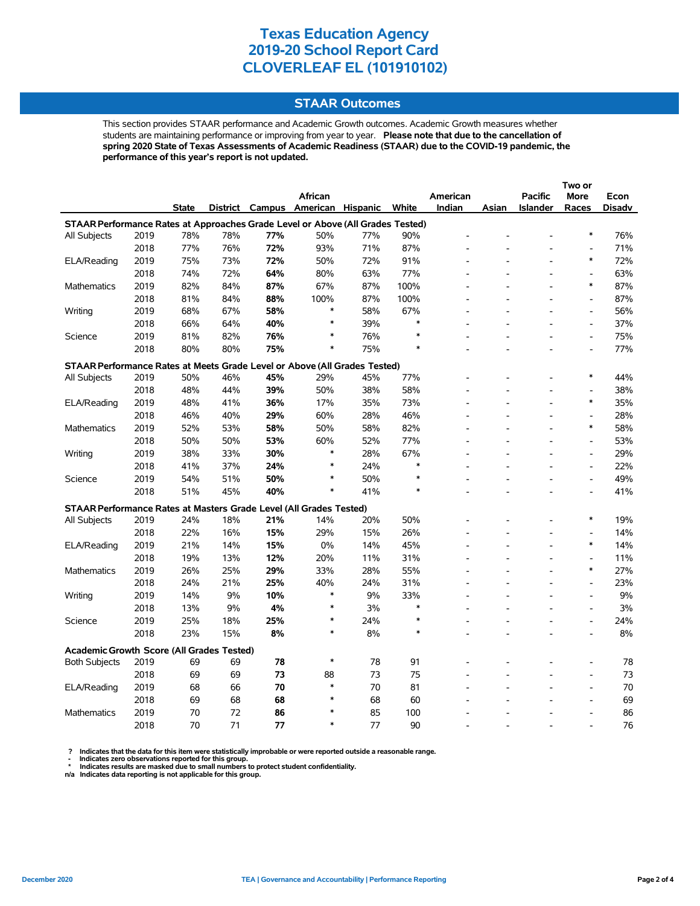# Texas Education Agency
# 2019-20 School Report Card
# CLOVERLEAF EL (101910102)

## STAAR Outcomes

This section provides STAAR performance and Academic Growth outcomes. Academic Growth measures whether students are maintaining performance or improving from year to year. **Please note that due to the cancellation of spring 2020 State of Texas Assessments of Academic Readiness (STAAR) due to the COVID-19 pandemic, the performance of this year's report is not updated.**

| | | State | District | Campus | African American | Hispanic | White | American Indian | Asian | Pacific Islander | Two or More Races | Econ Disadv |
|---|---|---|---|---|---|---|---|---|---|---|---|---|
| **STAAR Performance Rates at Approaches Grade Level or Above (All Grades Tested)** | | | | | | | | | | | | |
| All Subjects | 2019 | 78% | 78% | **77%** | 50% | 77% | 90% | - | - | - | * | 76% |
| | 2018 | 77% | 76% | **72%** | 93% | 71% | 87% | - | - | - | - | 71% |
| ELA/Reading | 2019 | 75% | 73% | **72%** | 50% | 72% | 91% | - | - | - | * | 72% |
| | 2018 | 74% | 72% | **64%** | 80% | 63% | 77% | - | - | - | - | 63% |
| Mathematics | 2019 | 82% | 84% | **87%** | 67% | 87% | 100% | - | - | - | * | 87% |
| | 2018 | 81% | 84% | **88%** | 100% | 87% | 100% | - | - | - | - | 87% |
| Writing | 2019 | 68% | 67% | **58%** | * | 58% | 67% | - | - | - | - | 56% |
| | 2018 | 66% | 64% | **40%** | * | 39% | * | - | - | - | - | 37% |
| Science | 2019 | 81% | 82% | **76%** | * | 76% | * | - | - | - | - | 75% |
| | 2018 | 80% | 80% | **75%** | * | 75% | * | - | - | - | - | 77% |
| **STAAR Performance Rates at Meets Grade Level or Above (All Grades Tested)** | | | | | | | | | | | | |
| All Subjects | 2019 | 50% | 46% | **45%** | 29% | 45% | 77% | - | - | - | * | 44% |
| | 2018 | 48% | 44% | **39%** | 50% | 38% | 58% | - | - | - | - | 38% |
| ELA/Reading | 2019 | 48% | 41% | **36%** | 17% | 35% | 73% | - | - | - | * | 35% |
| | 2018 | 46% | 40% | **29%** | 60% | 28% | 46% | - | - | - | - | 28% |
| Mathematics | 2019 | 52% | 53% | **58%** | 50% | 58% | 82% | - | - | - | * | 58% |
| | 2018 | 50% | 50% | **53%** | 60% | 52% | 77% | - | - | - | - | 53% |
| Writing | 2019 | 38% | 33% | **30%** | * | 28% | 67% | - | - | - | - | 29% |
| | 2018 | 41% | 37% | **24%** | * | 24% | * | - | - | - | - | 22% |
| Science | 2019 | 54% | 51% | **50%** | * | 50% | * | - | - | - | - | 49% |
| | 2018 | 51% | 45% | **40%** | * | 41% | * | - | - | - | - | 41% |
| **STAAR Performance Rates at Masters Grade Level (All Grades Tested)** | | | | | | | | | | | | |
| All Subjects | 2019 | 24% | 18% | **21%** | 14% | 20% | 50% | - | - | - | * | 19% |
| | 2018 | 22% | 16% | **15%** | 29% | 15% | 26% | - | - | - | - | 14% |
| ELA/Reading | 2019 | 21% | 14% | **15%** | 0% | 14% | 45% | - | - | - | * | 14% |
| | 2018 | 19% | 13% | **12%** | 20% | 11% | 31% | - | - | - | - | 11% |
| Mathematics | 2019 | 26% | 25% | **29%** | 33% | 28% | 55% | - | - | - | * | 27% |
| | 2018 | 24% | 21% | **25%** | 40% | 24% | 31% | - | - | - | - | 23% |
| Writing | 2019 | 14% | 9% | **10%** | * | 9% | 33% | - | - | - | - | 9% |
| | 2018 | 13% | 9% | **4%** | * | 3% | * | - | - | - | - | 3% |
| Science | 2019 | 25% | 18% | **25%** | * | 24% | * | - | - | - | - | 24% |
| | 2018 | 23% | 15% | **8%** | * | 8% | * | - | - | - | - | 8% |
| **Academic Growth Score (All Grades Tested)** | | | | | | | | | | | | |
| Both Subjects | 2019 | 69 | 69 | **78** | * | 78 | 91 | - | - | - | - | 78 |
| | 2018 | 69 | 69 | **73** | 88 | 73 | 75 | - | - | - | - | 73 |
| ELA/Reading | 2019 | 68 | 66 | **70** | * | 70 | 81 | - | - | - | - | 70 |
| | 2018 | 69 | 68 | **68** | * | 68 | 60 | - | - | - | - | 69 |
| Mathematics | 2019 | 70 | 72 | **86** | * | 85 | 100 | - | - | - | - | 86 |
| | 2018 | 70 | 71 | **77** | * | 77 | 90 | - | - | - | - | 76 |

**? Indicates that the data for this item were statistically improbable or were reported outside a reasonable range.**
**- Indicates zero observations reported for this group.**
**\* Indicates results are masked due to small numbers to protect student confidentiality.**
**n/a Indicates data reporting is not applicable for this group.**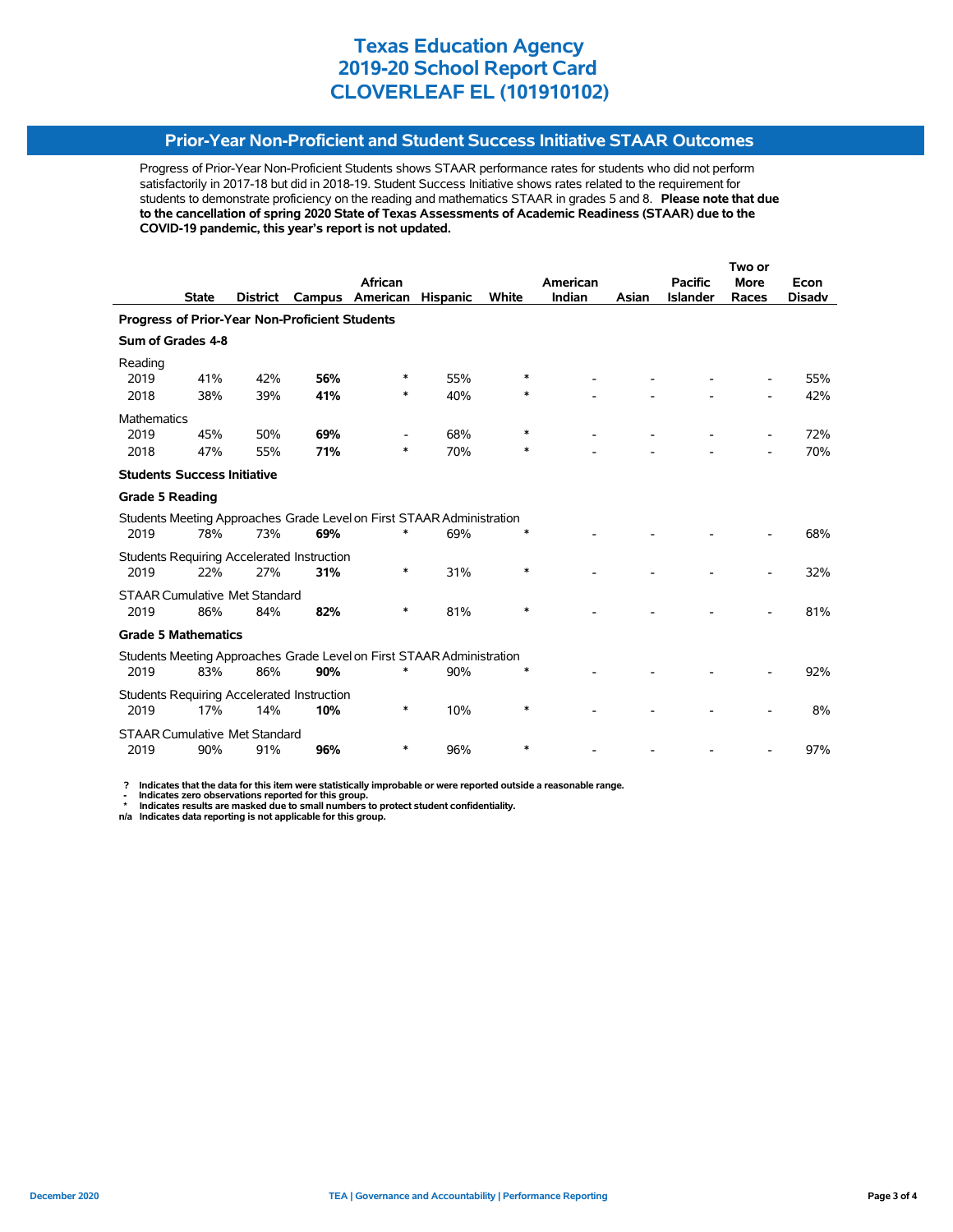# Texas Education Agency
# 2019-20 School Report Card
# CLOVERLEAF EL (101910102)

## Prior-Year Non-Proficient and Student Success Initiative STAAR Outcomes

Progress of Prior-Year Non-Proficient Students shows STAAR performance rates for students who did not perform satisfactorily in 2017-18 but did in 2018-19. Student Success Initiative shows rates related to the requirement for students to demonstrate proficiency on the reading and mathematics STAAR in grades 5 and 8. **Please note that due to the cancellation of spring 2020 State of Texas Assessments of Academic Readiness (STAAR) due to the COVID-19 pandemic, this year's report is not updated.**

| | State | District | Campus | African American | Hispanic | White | American Indian | Asian | Pacific Islander | Two or More Races | Econ Disadv |
|---|---|---|---|---|---|---|---|---|---|---|---|
| **Progress of Prior-Year Non-Proficient Students** | | | | | | | | | | | |
| **Sum of Grades 4-8** | | | | | | | | | | | |
| Reading | | | | | | | | | | | |
| 2019 | 41% | 42% | **56%** | * | 55% | * | - | - | - | - | 55% |
| 2018 | 38% | 39% | **41%** | * | 40% | * | - | - | - | - | 42% |
| Mathematics | | | | | | | | | | | |
| 2019 | 45% | 50% | **69%** | - | 68% | * | - | - | - | - | 72% |
| 2018 | 47% | 55% | **71%** | * | 70% | * | - | - | - | - | 70% |
| **Students Success Initiative** | | | | | | | | | | | |
| **Grade 5 Reading** | | | | | | | | | | | |
| Students Meeting Approaches Grade Level on First STAAR Administration | | | | | | | | | | | |
| 2019 | 78% | 73% | **69%** | * | 69% | * | - | - | - | - | 68% |
| Students Requiring Accelerated Instruction | | | | | | | | | | | |
| 2019 | 22% | 27% | **31%** | * | 31% | * | - | - | - | - | 32% |
| STAAR Cumulative Met Standard | | | | | | | | | | | |
| 2019 | 86% | 84% | **82%** | * | 81% | * | - | - | - | - | 81% |
| **Grade 5 Mathematics** | | | | | | | | | | | |
| Students Meeting Approaches Grade Level on First STAAR Administration | | | | | | | | | | | |
| 2019 | 83% | 86% | **90%** | * | 90% | * | - | - | - | - | 92% |
| Students Requiring Accelerated Instruction | | | | | | | | | | | |
| 2019 | 17% | 14% | **10%** | * | 10% | * | - | - | - | - | 8% |
| STAAR Cumulative Met Standard | | | | | | | | | | | |
| 2019 | 90% | 91% | **96%** | * | 96% | * | - | - | - | - | 97% |

**?** Indicates that the data for this item were statistically improbable or were reported outside a reasonable range.
**-** Indicates zero observations reported for this group.
**\*** Indicates results are masked due to small numbers to protect student confidentiality.
**n/a** Indicates data reporting is not applicable for this group.